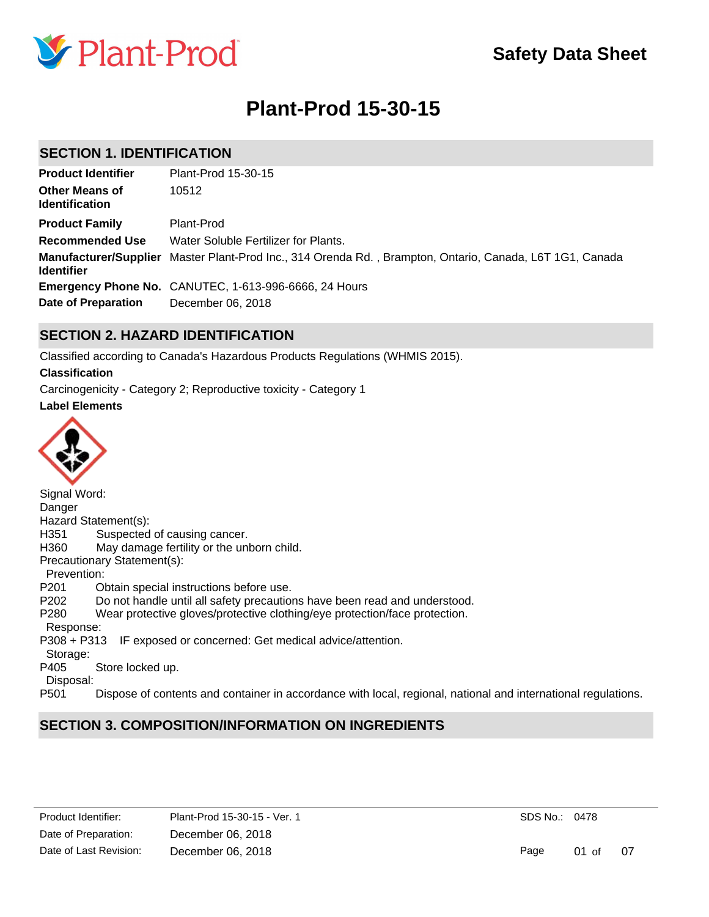Plant-Prod

# Safety Data Sheet

# Plant-Prod 15-30-15

## SECTION 1. IDENTIFICATION

| | |
|---|---|
| **Product Identifier** | Plant-Prod 15-30-15 |
| **Other Means of Identification** | 10512 |
| **Product Family** | Plant-Prod |
| **Recommended Use** | Water Soluble Fertilizer for Plants. |
| **Manufacturer/Supplier Identifier** | Master Plant-Prod Inc., 314 Orenda Rd. , Brampton, Ontario, Canada, L6T 1G1, Canada |
| **Emergency Phone No.** | CANUTEC, 1-613-996-6666, 24 Hours |
| **Date of Preparation** | December 06, 2018 |

## SECTION 2. HAZARD IDENTIFICATION

Classified according to Canada's Hazardous Products Regulations (WHMIS 2015).

**Classification**

Carcinogenicity - Category 2; Reproductive toxicity - Category 1

**Label Elements**

Signal Word:
Danger

Hazard Statement(s):
H351 Suspected of causing cancer.
H360 May damage fertility or the unborn child.

Precautionary Statement(s):

Prevention:
P201 Obtain special instructions before use.
P202 Do not handle until all safety precautions have been read and understood.
P280 Wear protective gloves/protective clothing/eye protection/face protection.

Response:
P308 + P313 IF exposed or concerned: Get medical advice/attention.

Storage:
P405 Store locked up.

Disposal:
P501 Dispose of contents and container in accordance with local, regional, national and international regulations.

## SECTION 3. COMPOSITION/INFORMATION ON INGREDIENTS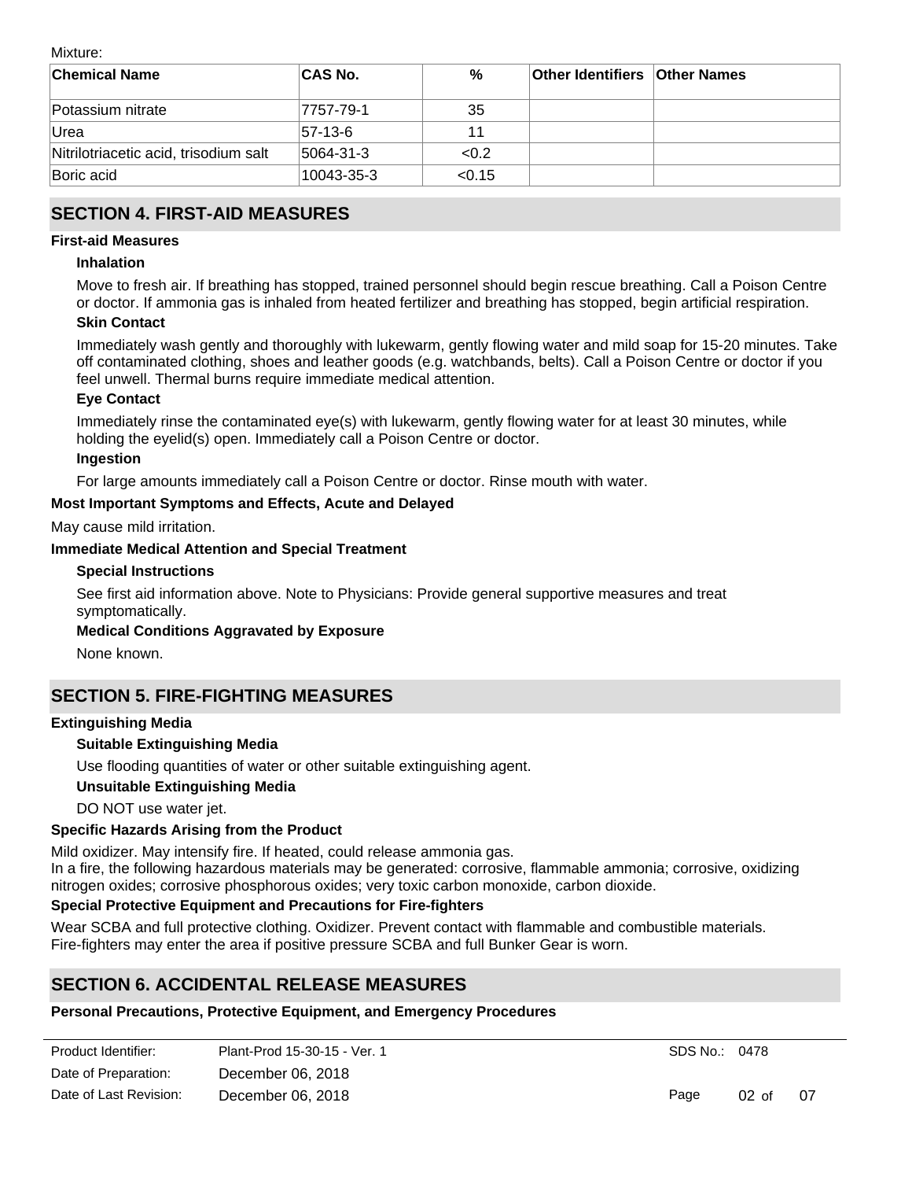Mixture:

| Chemical Name | CAS No. | % | Other Identifiers | Other Names |
|---|---|---|---|---|
| Potassium nitrate | 7757-79-1 | 35 | | |
| Urea | 57-13-6 | 11 | | |
| Nitrilotriacetic acid, trisodium salt | 5064-31-3 | <0.2 | | |
| Boric acid | 10043-35-3 | <0.15 | | |

## SECTION 4. FIRST-AID MEASURES

**First-aid Measures**

**Inhalation**

Move to fresh air. If breathing has stopped, trained personnel should begin rescue breathing. Call a Poison Centre or doctor. If ammonia gas is inhaled from heated fertilizer and breathing has stopped, begin artificial respiration.

**Skin Contact**

Immediately wash gently and thoroughly with lukewarm, gently flowing water and mild soap for 15-20 minutes. Take off contaminated clothing, shoes and leather goods (e.g. watchbands, belts). Call a Poison Centre or doctor if you feel unwell. Thermal burns require immediate medical attention.

**Eye Contact**

Immediately rinse the contaminated eye(s) with lukewarm, gently flowing water for at least 30 minutes, while holding the eyelid(s) open. Immediately call a Poison Centre or doctor.

**Ingestion**

For large amounts immediately call a Poison Centre or doctor. Rinse mouth with water.

**Most Important Symptoms and Effects, Acute and Delayed**

May cause mild irritation.

**Immediate Medical Attention and Special Treatment**

**Special Instructions**

See first aid information above. Note to Physicians: Provide general supportive measures and treat symptomatically.

**Medical Conditions Aggravated by Exposure**

None known.

## SECTION 5. FIRE-FIGHTING MEASURES

**Extinguishing Media**

**Suitable Extinguishing Media**

Use flooding quantities of water or other suitable extinguishing agent.

**Unsuitable Extinguishing Media**

DO NOT use water jet.

**Specific Hazards Arising from the Product**

Mild oxidizer. May intensify fire. If heated, could release ammonia gas.
In a fire, the following hazardous materials may be generated: corrosive, flammable ammonia; corrosive, oxidizing nitrogen oxides; corrosive phosphorous oxides; very toxic carbon monoxide, carbon dioxide.

**Special Protective Equipment and Precautions for Fire-fighters**

Wear SCBA and full protective clothing. Oxidizer. Prevent contact with flammable and combustible materials.
Fire-fighters may enter the area if positive pressure SCBA and full Bunker Gear is worn.

## SECTION 6. ACCIDENTAL RELEASE MEASURES

**Personal Precautions, Protective Equipment, and Emergency Procedures**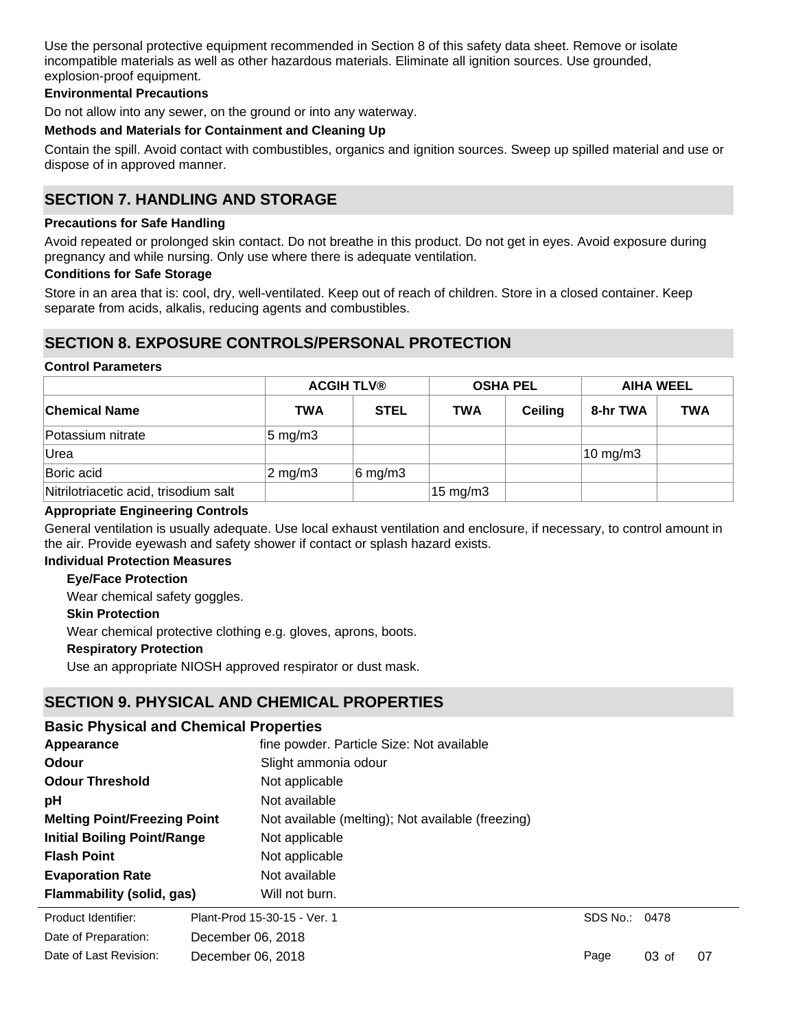Use the personal protective equipment recommended in Section 8 of this safety data sheet. Remove or isolate incompatible materials as well as other hazardous materials. Eliminate all ignition sources. Use grounded, explosion-proof equipment.

**Environmental Precautions**

Do not allow into any sewer, on the ground or into any waterway.

**Methods and Materials for Containment and Cleaning Up**

Contain the spill. Avoid contact with combustibles, organics and ignition sources. Sweep up spilled material and use or dispose of in approved manner.

## SECTION 7. HANDLING AND STORAGE

**Precautions for Safe Handling**

Avoid repeated or prolonged skin contact. Do not breathe in this product. Do not get in eyes. Avoid exposure during pregnancy and while nursing. Only use where there is adequate ventilation.

**Conditions for Safe Storage**

Store in an area that is: cool, dry, well-ventilated. Keep out of reach of children. Store in a closed container. Keep separate from acids, alkalis, reducing agents and combustibles.

## SECTION 8. EXPOSURE CONTROLS/PERSONAL PROTECTION

**Control Parameters**

| | ACGIH TLV® | | OSHA PEL | | AIHA WEEL | |
|---|---|---|---|---|---|---|
| **Chemical Name** | **TWA** | **STEL** | **TWA** | **Ceiling** | **8-hr TWA** | **TWA** |
| Potassium nitrate | 5 mg/m3 | | | | | |
| Urea | | | | | 10 mg/m3 | |
| Boric acid | 2 mg/m3 | 6 mg/m3 | | | | |
| Nitrilotriacetic acid, trisodium salt | | | 15 mg/m3 | | | |

**Appropriate Engineering Controls**

General ventilation is usually adequate. Use local exhaust ventilation and enclosure, if necessary, to control amount in the air. Provide eyewash and safety shower if contact or splash hazard exists.

**Individual Protection Measures**

**Eye/Face Protection**

Wear chemical safety goggles.

**Skin Protection**

Wear chemical protective clothing e.g. gloves, aprons, boots.

**Respiratory Protection**

Use an appropriate NIOSH approved respirator or dust mask.

## SECTION 9. PHYSICAL AND CHEMICAL PROPERTIES

### Basic Physical and Chemical Properties

| | |
|---|---|
| **Appearance** | fine powder. Particle Size: Not available |
| **Odour** | Slight ammonia odour |
| **Odour Threshold** | Not applicable |
| **pH** | Not available |
| **Melting Point/Freezing Point** | Not available (melting); Not available (freezing) |
| **Initial Boiling Point/Range** | Not applicable |
| **Flash Point** | Not applicable |
| **Evaporation Rate** | Not available |
| **Flammability (solid, gas)** | Will not burn. |

Product Identifier: Plant-Prod 15-30-15 - Ver. 1 SDS No.: 0478
Date of Preparation: December 06, 2018
Date of Last Revision: December 06, 2018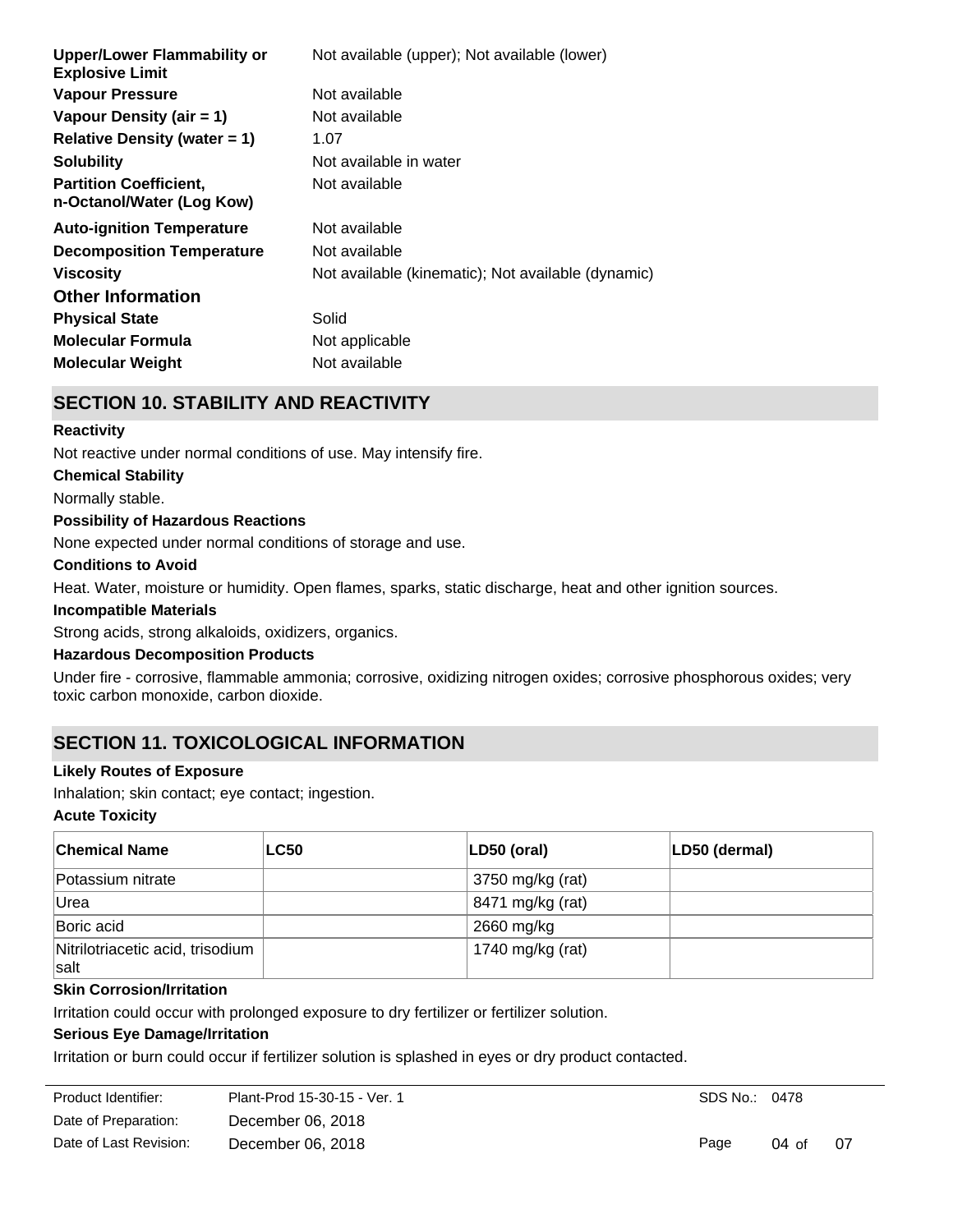| | |
|---|---|
| **Upper/Lower Flammability or Explosive Limit** | Not available (upper); Not available (lower) |
| **Vapour Pressure** | Not available |
| **Vapour Density (air = 1)** | Not available |
| **Relative Density (water = 1)** | 1.07 |
| **Solubility** | Not available in water |
| **Partition Coefficient, n-Octanol/Water (Log Kow)** | Not available |
| **Auto-ignition Temperature** | Not available |
| **Decomposition Temperature** | Not available |
| **Viscosity** | Not available (kinematic); Not available (dynamic) |

### Other Information

| | |
|---|---|
| **Physical State** | Solid |
| **Molecular Formula** | Not applicable |
| **Molecular Weight** | Not available |

## SECTION 10. STABILITY AND REACTIVITY

**Reactivity**

Not reactive under normal conditions of use. May intensify fire.

**Chemical Stability**

Normally stable.

**Possibility of Hazardous Reactions**

None expected under normal conditions of storage and use.

**Conditions to Avoid**

Heat. Water, moisture or humidity. Open flames, sparks, static discharge, heat and other ignition sources.

**Incompatible Materials**

Strong acids, strong alkaloids, oxidizers, organics.

**Hazardous Decomposition Products**

Under fire - corrosive, flammable ammonia; corrosive, oxidizing nitrogen oxides; corrosive phosphorous oxides; very toxic carbon monoxide, carbon dioxide.

## SECTION 11. TOXICOLOGICAL INFORMATION

**Likely Routes of Exposure**

Inhalation; skin contact; eye contact; ingestion.

**Acute Toxicity**

| Chemical Name | LC50 | LD50 (oral) | LD50 (dermal) |
|---|---|---|---|
| Potassium nitrate | | 3750 mg/kg (rat) | |
| Urea | | 8471 mg/kg (rat) | |
| Boric acid | | 2660 mg/kg | |
| Nitrilotriacetic acid, trisodium salt | | 1740 mg/kg (rat) | |

**Skin Corrosion/Irritation**

Irritation could occur with prolonged exposure to dry fertilizer or fertilizer solution.

**Serious Eye Damage/Irritation**

Irritation or burn could occur if fertilizer solution is splashed in eyes or dry product contacted.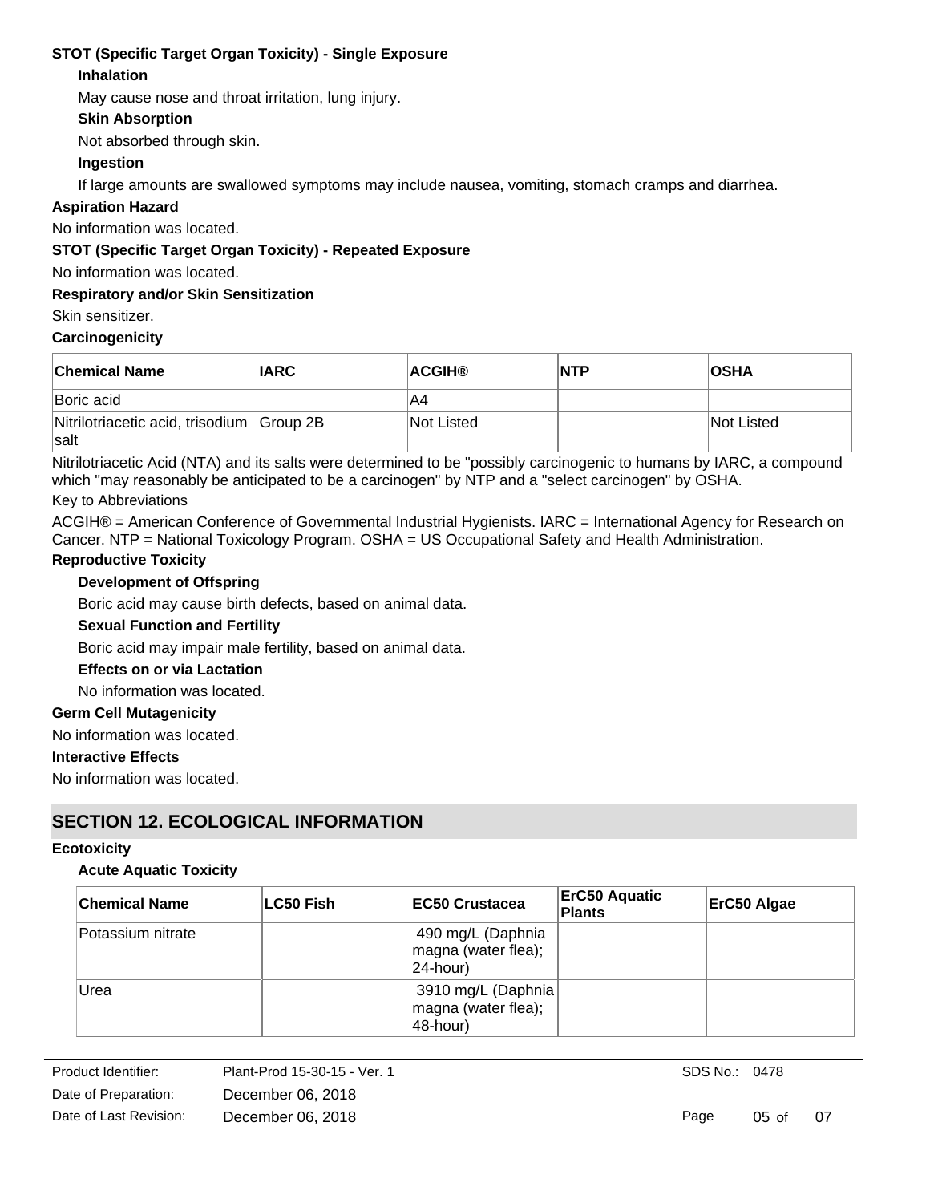**STOT (Specific Target Organ Toxicity) - Single Exposure**

**Inhalation**

May cause nose and throat irritation, lung injury.

**Skin Absorption**

Not absorbed through skin.

**Ingestion**

If large amounts are swallowed symptoms may include nausea, vomiting, stomach cramps and diarrhea.

**Aspiration Hazard**

No information was located.

**STOT (Specific Target Organ Toxicity) - Repeated Exposure**

No information was located.

**Respiratory and/or Skin Sensitization**

Skin sensitizer.

**Carcinogenicity**

| Chemical Name | IARC | ACGIH® | NTP | OSHA |
|---|---|---|---|---|
| Boric acid | | A4 | | |
| Nitrilotriacetic acid, trisodium salt | Group 2B | Not Listed | | Not Listed |

Nitrilotriacetic Acid (NTA) and its salts were determined to be "possibly carcinogenic to humans by IARC, a compound which "may reasonably be anticipated to be a carcinogen" by NTP and a "select carcinogen" by OSHA.

Key to Abbreviations

ACGIH® = American Conference of Governmental Industrial Hygienists. IARC = International Agency for Research on Cancer. NTP = National Toxicology Program. OSHA = US Occupational Safety and Health Administration.

**Reproductive Toxicity**

**Development of Offspring**

Boric acid may cause birth defects, based on animal data.

**Sexual Function and Fertility**

Boric acid may impair male fertility, based on animal data.

**Effects on or via Lactation**

No information was located.

**Germ Cell Mutagenicity**

No information was located.

**Interactive Effects**

No information was located.

## SECTION 12. ECOLOGICAL INFORMATION

**Ecotoxicity**

**Acute Aquatic Toxicity**

| Chemical Name | LC50 Fish | EC50 Crustacea | ErC50 Aquatic Plants | ErC50 Algae |
|---|---|---|---|---|
| Potassium nitrate | | 490 mg/L (Daphnia magna (water flea); 24-hour) | | |
| Urea | | 3910 mg/L (Daphnia magna (water flea); 48-hour) | | |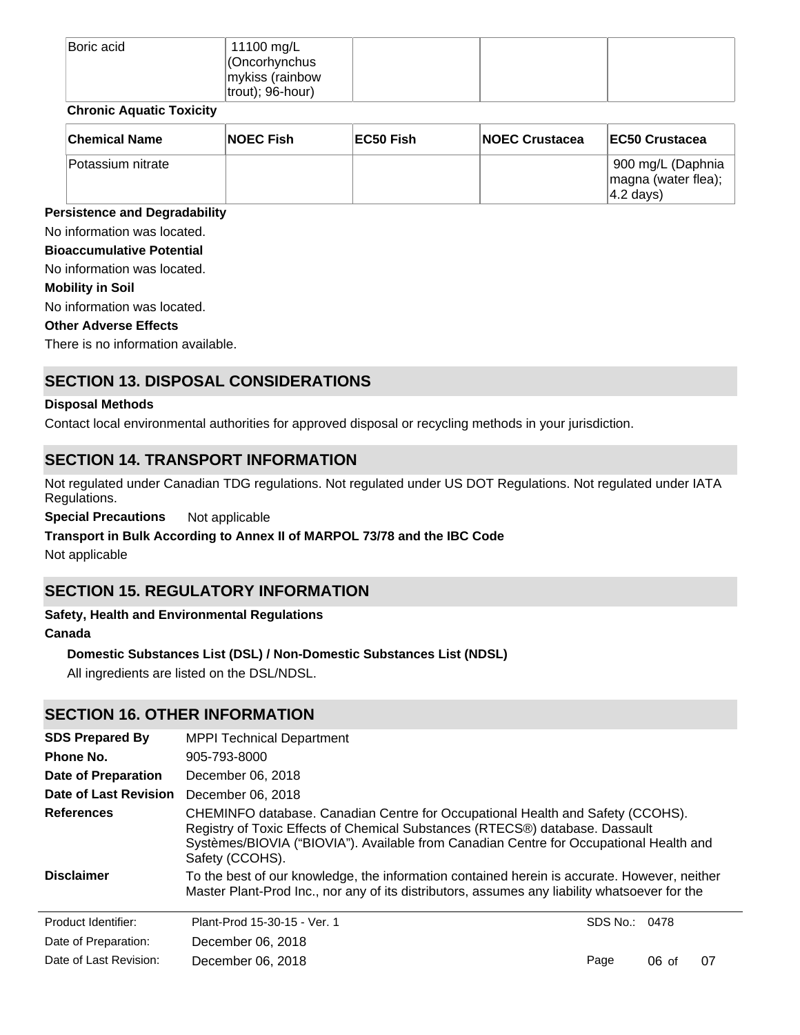| Boric acid | 11100 mg/L (Oncorhynchus mykiss (rainbow trout); 96-hour) | | | |
|---|---|---|---|---|

**Chronic Aquatic Toxicity**

| Chemical Name | NOEC Fish | EC50 Fish | NOEC Crustacea | EC50 Crustacea |
|---|---|---|---|---|
| Potassium nitrate | | | | 900 mg/L (Daphnia magna (water flea); 4.2 days) |

**Persistence and Degradability**

No information was located.

**Bioaccumulative Potential**

No information was located.

**Mobility in Soil**

No information was located.

**Other Adverse Effects**

There is no information available.

## SECTION 13. DISPOSAL CONSIDERATIONS

**Disposal Methods**

Contact local environmental authorities for approved disposal or recycling methods in your jurisdiction.

## SECTION 14. TRANSPORT INFORMATION

Not regulated under Canadian TDG regulations. Not regulated under US DOT Regulations. Not regulated under IATA Regulations.

**Special Precautions** Not applicable

**Transport in Bulk According to Annex II of MARPOL 73/78 and the IBC Code**

Not applicable

## SECTION 15. REGULATORY INFORMATION

**Safety, Health and Environmental Regulations**

**Canada**

**Domestic Substances List (DSL) / Non-Domestic Substances List (NDSL)**

All ingredients are listed on the DSL/NDSL.

## SECTION 16. OTHER INFORMATION

**SDS Prepared By** MPPI Technical Department

**Phone No.** 905-793-8000

**Date of Preparation** December 06, 2018

**Date of Last Revision** December 06, 2018

**References** CHEMINFO database. Canadian Centre for Occupational Health and Safety (CCOHS). Registry of Toxic Effects of Chemical Substances (RTECS®) database. Dassault Systèmes/BIOVIA ("BIOVIA"). Available from Canadian Centre for Occupational Health and Safety (CCOHS).

**Disclaimer** To the best of our knowledge, the information contained herein is accurate. However, neither Master Plant-Prod Inc., nor any of its distributors, assumes any liability whatsoever for the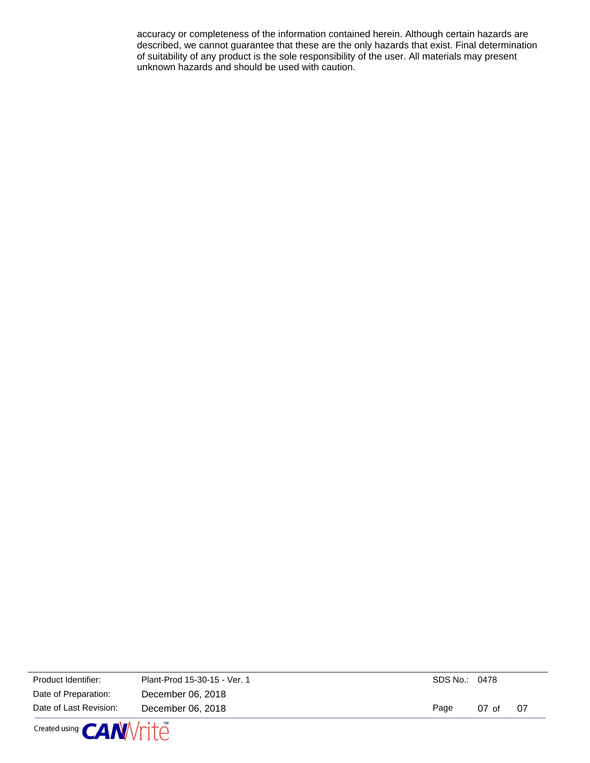accuracy or completeness of the information contained herein. Although certain hazards are described, we cannot guarantee that these are the only hazards that exist. Final determination of suitability of any product is the sole responsibility of the user. All materials may present unknown hazards and should be used with caution.